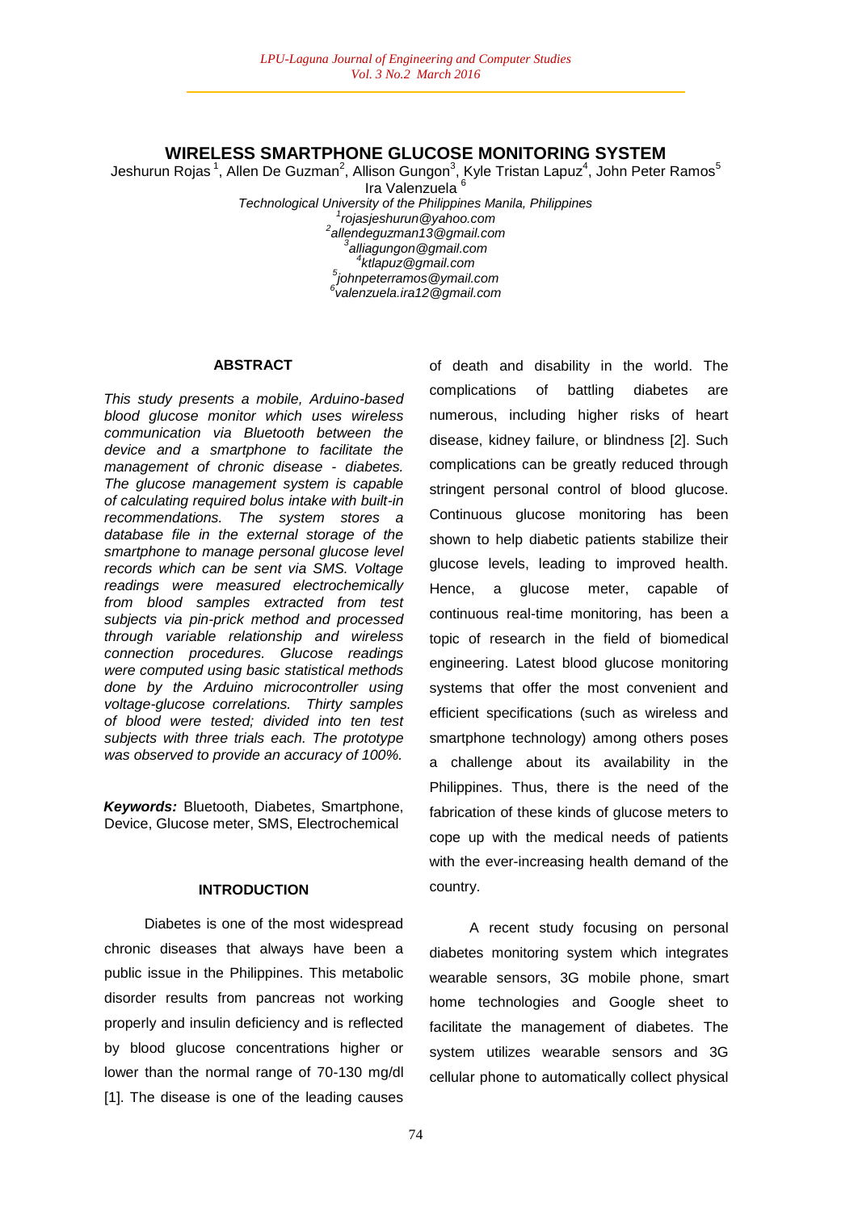# WIRELESS SMARTPHONE GLUCOSE MONITORING SYSTEM

Jeshurun Rojas [1], Allen De Guzman[2], Allison Gungon[3], Kyle Tristan Lapuz[4], John Peter Ramos[5]
Ira Valenzuela [6]

*Technological University of the Philippines Manila, Philippines*
*[1]rojasjeshurun@yahoo.com*
*[2]allendeguzman13@gmail.com*
*[3]alliagungon@gmail.com*
*[4]ktlapuz@gmail.com*
*[5]johnpeterramos@ymail.com*
*[6]valenzuela.ira12@gmail.com*

## ABSTRACT

*This study presents a mobile, Arduino-based blood glucose monitor which uses wireless communication via Bluetooth between the device and a smartphone to facilitate the management of chronic disease - diabetes. The glucose management system is capable of calculating required bolus intake with built-in recommendations. The system stores a database file in the external storage of the smartphone to manage personal glucose level records which can be sent via SMS. Voltage readings were measured electrochemically from blood samples extracted from test subjects via pin-prick method and processed through variable relationship and wireless connection procedures. Glucose readings were computed using basic statistical methods done by the Arduino microcontroller using voltage-glucose correlations. Thirty samples of blood were tested; divided into ten test subjects with three trials each. The prototype was observed to provide an accuracy of 100%.*

***Keywords:*** Bluetooth, Diabetes, Smartphone, Device, Glucose meter, SMS, Electrochemical

## INTRODUCTION

Diabetes is one of the most widespread chronic diseases that always have been a public issue in the Philippines. This metabolic disorder results from pancreas not working properly and insulin deficiency and is reflected by blood glucose concentrations higher or lower than the normal range of 70-130 mg/dl [1]. The disease is one of the leading causes of death and disability in the world. The complications of battling diabetes are numerous, including higher risks of heart disease, kidney failure, or blindness [2]. Such complications can be greatly reduced through stringent personal control of blood glucose. Continuous glucose monitoring has been shown to help diabetic patients stabilize their glucose levels, leading to improved health. Hence, a glucose meter, capable of continuous real-time monitoring, has been a topic of research in the field of biomedical engineering. Latest blood glucose monitoring systems that offer the most convenient and efficient specifications (such as wireless and smartphone technology) among others poses a challenge about its availability in the Philippines. Thus, there is the need of the fabrication of these kinds of glucose meters to cope up with the medical needs of patients with the ever-increasing health demand of the country.

A recent study focusing on personal diabetes monitoring system which integrates wearable sensors, 3G mobile phone, smart home technologies and Google sheet to facilitate the management of diabetes. The system utilizes wearable sensors and 3G cellular phone to automatically collect physical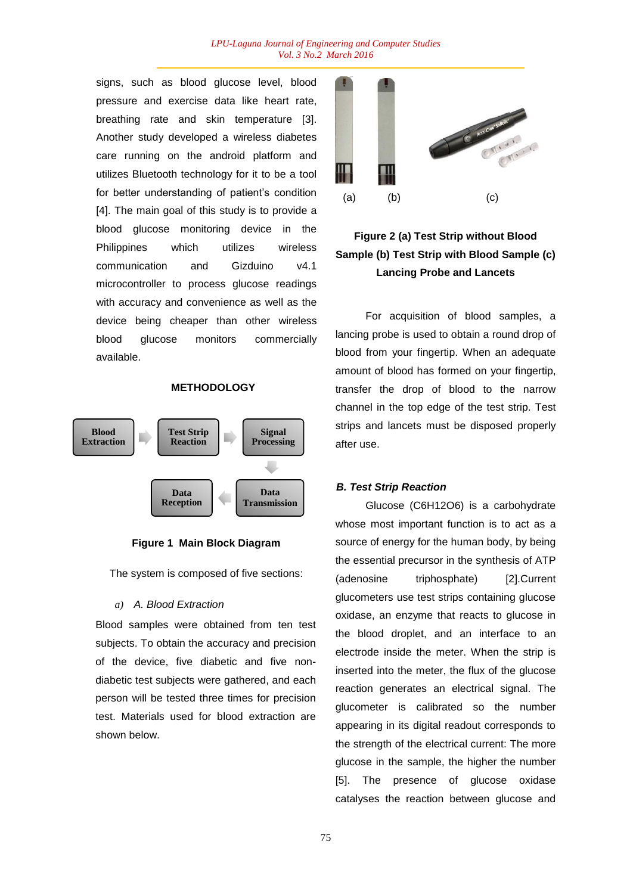signs, such as blood glucose level, blood pressure and exercise data like heart rate, breathing rate and skin temperature [3]. Another study developed a wireless diabetes care running on the android platform and utilizes Bluetooth technology for it to be a tool for better understanding of patient's condition [4]. The main goal of this study is to provide a blood glucose monitoring device in the Philippines which utilizes wireless communication and Gizduino v4.1 microcontroller to process glucose readings with accuracy and convenience as well as the device being cheaper than other wireless blood glucose monitors commercially available.

## METHODOLOGY

Blood Extraction → Test Strip Reaction → Signal Processing → Data Transmission → Data Reception

**Figure 1 Main Block Diagram**

The system is composed of five sections:

### *a) A. Blood Extraction*

Blood samples were obtained from ten test subjects. To obtain the accuracy and precision of the device, five diabetic and five non-diabetic test subjects were gathered, and each person will be tested three times for precision test. Materials used for blood extraction are shown below.

(a) (b) (c)

**Figure 2 (a) Test Strip without Blood Sample (b) Test Strip with Blood Sample (c) Lancing Probe and Lancets**

For acquisition of blood samples, a lancing probe is used to obtain a round drop of blood from your fingertip. When an adequate amount of blood has formed on your fingertip, transfer the drop of blood to the narrow channel in the top edge of the test strip. Test strips and lancets must be disposed properly after use.

### *B. Test Strip Reaction*

Glucose ($C_6H_{12}O_6$) is a carbohydrate whose most important function is to act as a source of energy for the human body, by being the essential precursor in the synthesis of ATP (adenosine triphosphate) [2].Current glucometers use test strips containing glucose oxidase, an enzyme that reacts to glucose in the blood droplet, and an interface to an electrode inside the meter. When the strip is inserted into the meter, the flux of the glucose reaction generates an electrical signal. The glucometer is calibrated so the number appearing in its digital readout corresponds to the strength of the electrical current: The more glucose in the sample, the higher the number [5]. The presence of glucose oxidase catalyses the reaction between glucose and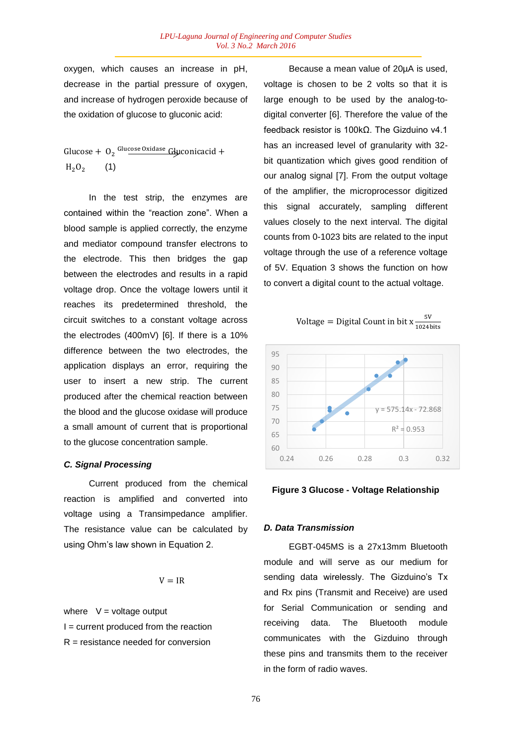oxygen, which causes an increase in pH, decrease in the partial pressure of oxygen, and increase of hydrogen peroxide because of the oxidation of glucose to gluconic acid:

$$\text{Glucose} + O_2 \xrightarrow{\text{Glucose Oxidase}} \text{Gluconicacid} + H_2O_2 \quad (1)$$

In the test strip, the enzymes are contained within the "reaction zone". When a blood sample is applied correctly, the enzyme and mediator compound transfer electrons to the electrode. This then bridges the gap between the electrodes and results in a rapid voltage drop. Once the voltage lowers until it reaches its predetermined threshold, the circuit switches to a constant voltage across the electrodes (400mV) [6]. If there is a 10% difference between the two electrodes, the application displays an error, requiring the user to insert a new strip. The current produced after the chemical reaction between the blood and the glucose oxidase will produce a small amount of current that is proportional to the glucose concentration sample.

### C. Signal Processing

Current produced from the chemical reaction is amplified and converted into voltage using a Transimpedance amplifier. The resistance value can be calculated by using Ohm's law shown in Equation 2.

$$V = IR$$

where V = voltage output

I = current produced from the reaction

R = resistance needed for conversion

Because a mean value of 20µA is used, voltage is chosen to be 2 volts so that it is large enough to be used by the analog-to-digital converter [6]. Therefore the value of the feedback resistor is 100kΩ. The Gizduino v4.1 has an increased level of granularity with 32-bit quantization which gives good rendition of our analog signal [7]. From the output voltage of the amplifier, the microprocessor digitized this signal accurately, sampling different values closely to the next interval. The digital counts from 0-1023 bits are related to the input voltage through the use of a reference voltage of 5V. Equation 3 shows the function on how to convert a digital count to the actual voltage.

$$\text{Voltage} = \text{Digital Count in bit x} \frac{5\text{V}}{1024\text{bits}}$$

**Figure 3 Glucose - Voltage Relationship**

### D. Data Transmission

EGBT-045MS is a 27x13mm Bluetooth module and will serve as our medium for sending data wirelessly. The Gizduino's Tx and Rx pins (Transmit and Receive) are used for Serial Communication or sending and receiving data. The Bluetooth module communicates with the Gizduino through these pins and transmits them to the receiver in the form of radio waves.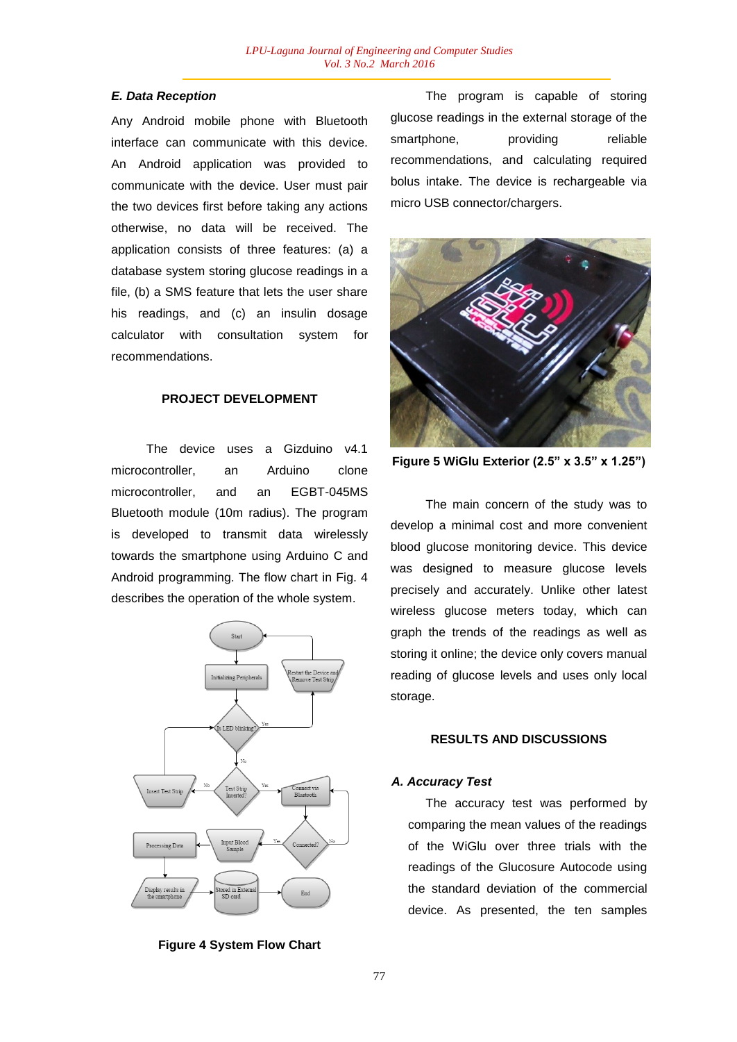### *E. Data Reception*

Any Android mobile phone with Bluetooth interface can communicate with this device. An Android application was provided to communicate with the device. User must pair the two devices first before taking any actions otherwise, no data will be received. The application consists of three features: (a) a database system storing glucose readings in a file, (b) a SMS feature that lets the user share his readings, and (c) an insulin dosage calculator with consultation system for recommendations.

## PROJECT DEVELOPMENT

The device uses a Gizduino v4.1 microcontroller, an Arduino clone microcontroller, and an EGBT-045MS Bluetooth module (10m radius). The program is developed to transmit data wirelessly towards the smartphone using Arduino C and Android programming. The flow chart in Fig. 4 describes the operation of the whole system.

**Figure 4 System Flow Chart**

The program is capable of storing glucose readings in the external storage of the smartphone, providing reliable recommendations, and calculating required bolus intake. The device is rechargeable via micro USB connector/chargers.

**Figure 5 WiGlu Exterior (2.5" x 3.5" x 1.25")**

The main concern of the study was to develop a minimal cost and more convenient blood glucose monitoring device. This device was designed to measure glucose levels precisely and accurately. Unlike other latest wireless glucose meters today, which can graph the trends of the readings as well as storing it online; the device only covers manual reading of glucose levels and uses only local storage.

## RESULTS AND DISCUSSIONS

### *A. Accuracy Test*

The accuracy test was performed by comparing the mean values of the readings of the WiGlu over three trials with the readings of the Glucosure Autocode using the standard deviation of the commercial device. As presented, the ten samples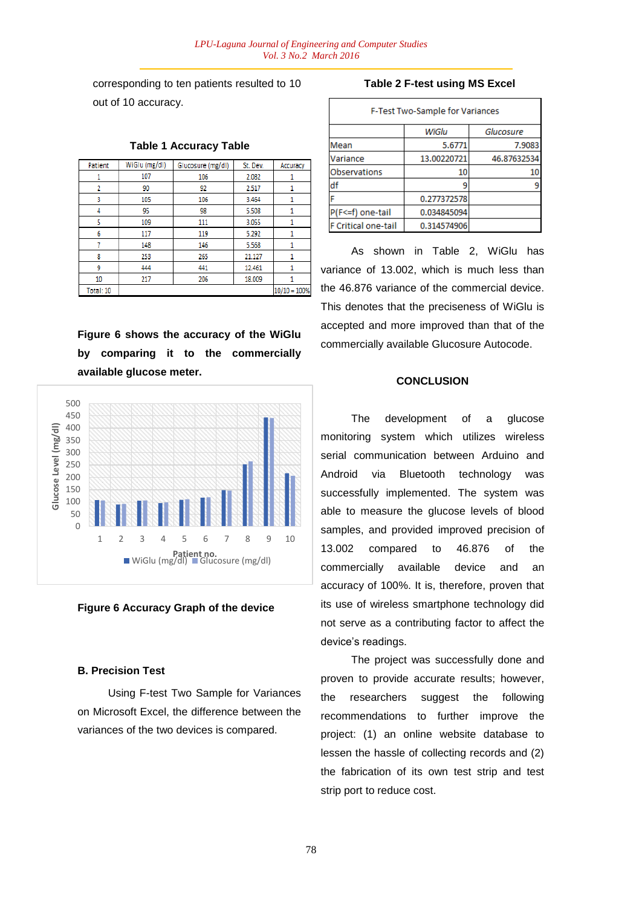corresponding to ten patients resulted to 10 out of 10 accuracy.

**Table 1 Accuracy Table**

| Patient | WiGlu (mg/dl) | Glucosure (mg/dl) | St. Dev. | Accuracy |
|---|---|---|---|---|
| 1 | 107 | 106 | 2.082 | 1 |
| 2 | 90 | 92 | 2.517 | 1 |
| 3 | 105 | 106 | 3.464 | 1 |
| 4 | 95 | 98 | 5.508 | 1 |
| 5 | 109 | 111 | 3.055 | 1 |
| 6 | 117 | 119 | 5.292 | 1 |
| 7 | 148 | 146 | 5.568 | 1 |
| 8 | 253 | 265 | 21.127 | 1 |
| 9 | 444 | 441 | 12.461 | 1 |
| 10 | 217 | 206 | 18.009 | 1 |
| Total: 10 | | | | 10/10 = 100% |

**Figure 6 shows the accuracy of the WiGlu by comparing it to the commercially available glucose meter.**

**Figure 6 Accuracy Graph of the device**

### B. Precision Test

Using F-test Two Sample for Variances on Microsoft Excel, the difference between the variances of the two devices is compared.

**Table 2 F-test using MS Excel**

| F-Test Two-Sample for Variances | | |
|---|---|---|
| | *WiGlu* | *Glucosure* |
| Mean | 5.6771 | 7.9083 |
| Variance | 13.00220721 | 46.87632534 |
| Observations | 10 | 10 |
| df | 9 | 9 |
| F | 0.277372578 | |
| P(F<=f) one-tail | 0.034845094 | |
| F Critical one-tail | 0.314574906 | |

As shown in Table 2, WiGlu has variance of 13.002, which is much less than the 46.876 variance of the commercial device. This denotes that the preciseness of WiGlu is accepted and more improved than that of the commercially available Glucosure Autocode.

## CONCLUSION

The development of a glucose monitoring system which utilizes wireless serial communication between Arduino and Android via Bluetooth technology was successfully implemented. The system was able to measure the glucose levels of blood samples, and provided improved precision of 13.002 compared to 46.876 of the commercially available device and an accuracy of 100%. It is, therefore, proven that its use of wireless smartphone technology did not serve as a contributing factor to affect the device's readings.

The project was successfully done and proven to provide accurate results; however, the researchers suggest the following recommendations to further improve the project: (1) an online website database to lessen the hassle of collecting records and (2) the fabrication of its own test strip and test strip port to reduce cost.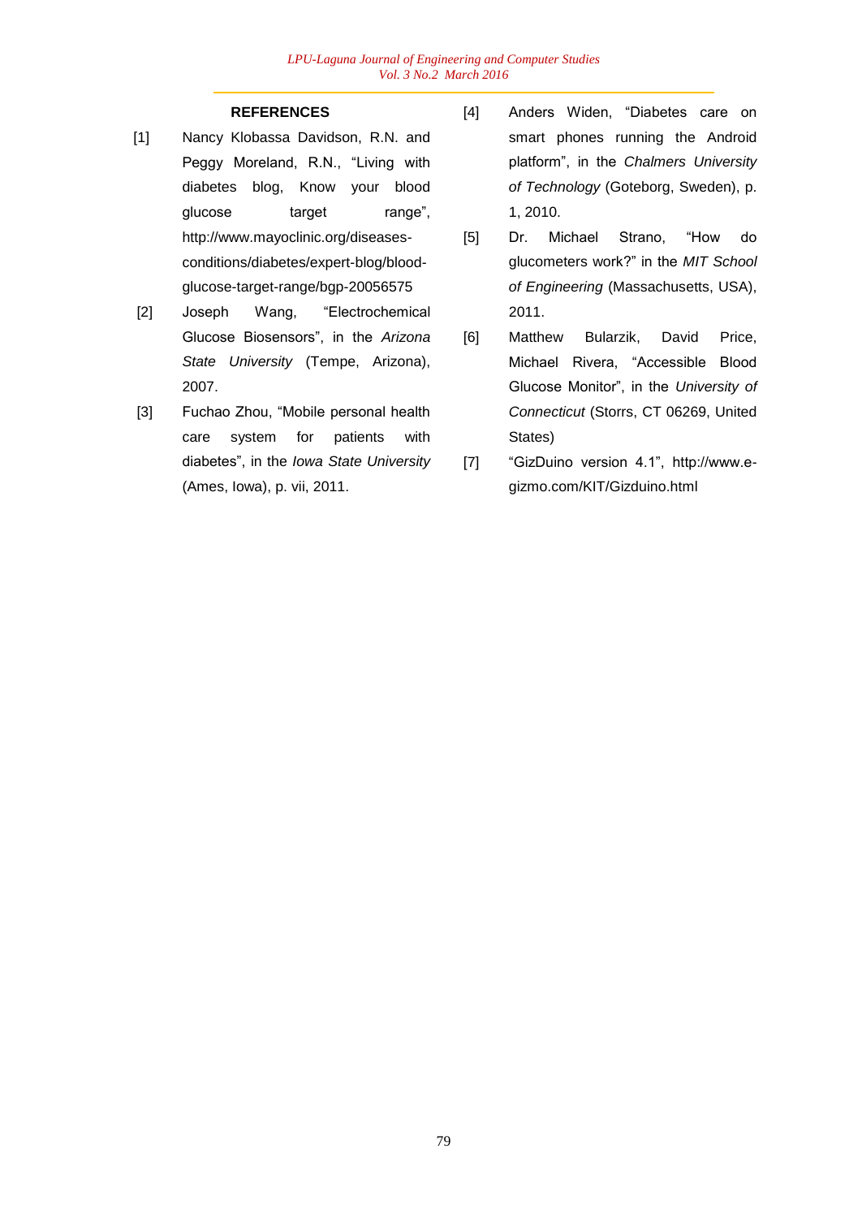## REFERENCES

[1] Nancy Klobassa Davidson, R.N. and Peggy Moreland, R.N., "Living with diabetes blog, Know your blood glucose target range", http://www.mayoclinic.org/diseases-conditions/diabetes/expert-blog/blood-glucose-target-range/bgp-20056575

[2] Joseph Wang, "Electrochemical Glucose Biosensors", in the *Arizona State University* (Tempe, Arizona), 2007.

[3] Fuchao Zhou, "Mobile personal health care system for patients with diabetes", in the *Iowa State University* (Ames, Iowa), p. vii, 2011.

[4] Anders Widen, "Diabetes care on smart phones running the Android platform", in the *Chalmers University of Technology* (Goteborg, Sweden), p. 1, 2010.

[5] Dr. Michael Strano, "How do glucometers work?" in the *MIT School of Engineering* (Massachusetts, USA), 2011.

[6] Matthew Bularzik, David Price, Michael Rivera, "Accessible Blood Glucose Monitor", in the *University of Connecticut* (Storrs, CT 06269, United States)

[7] "GizDuino version 4.1", http://www.e-gizmo.com/KIT/Gizduino.html